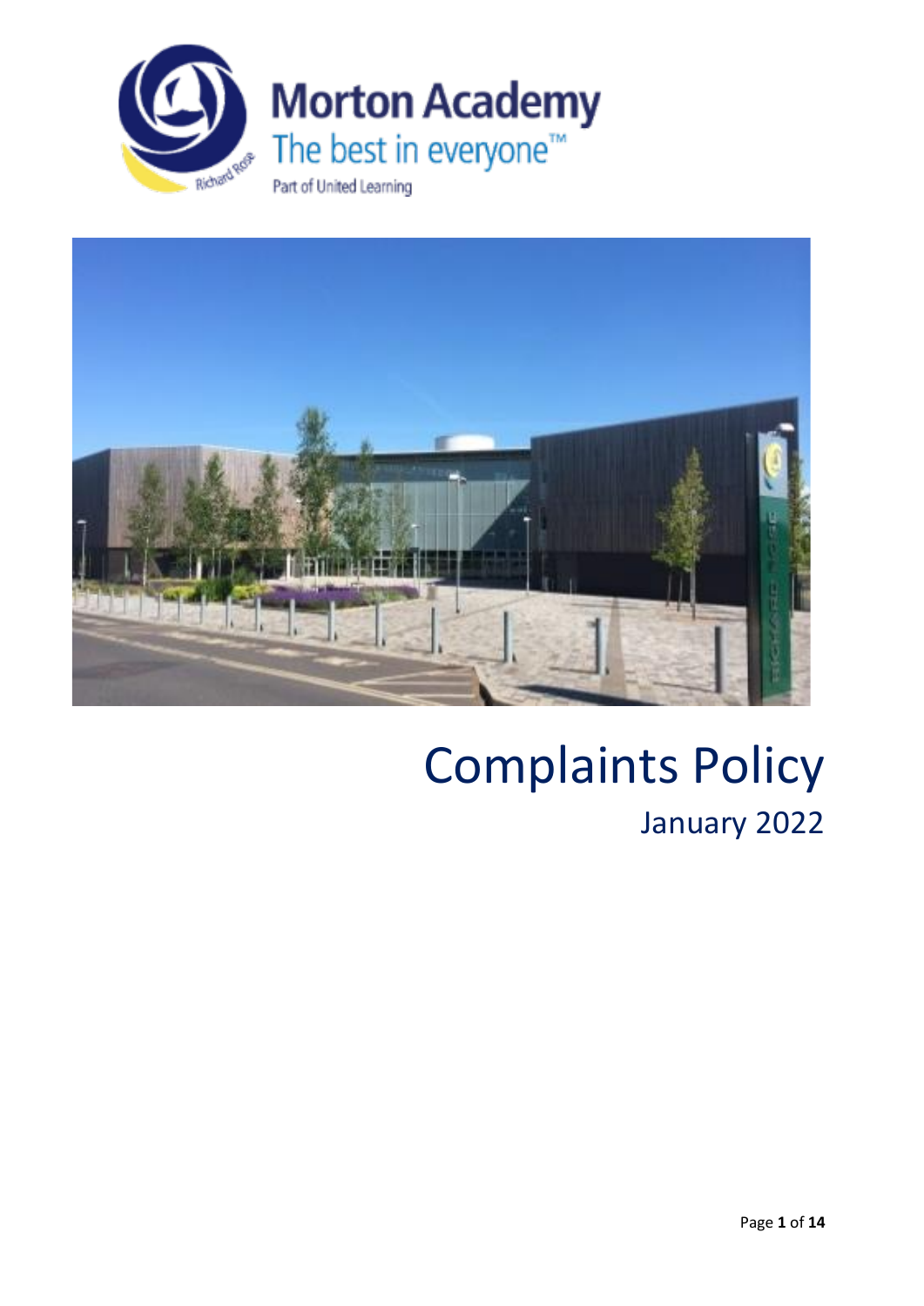Morton Academy

The best in everyone™

Part of United Learning

# Complaints Policy

## January 2022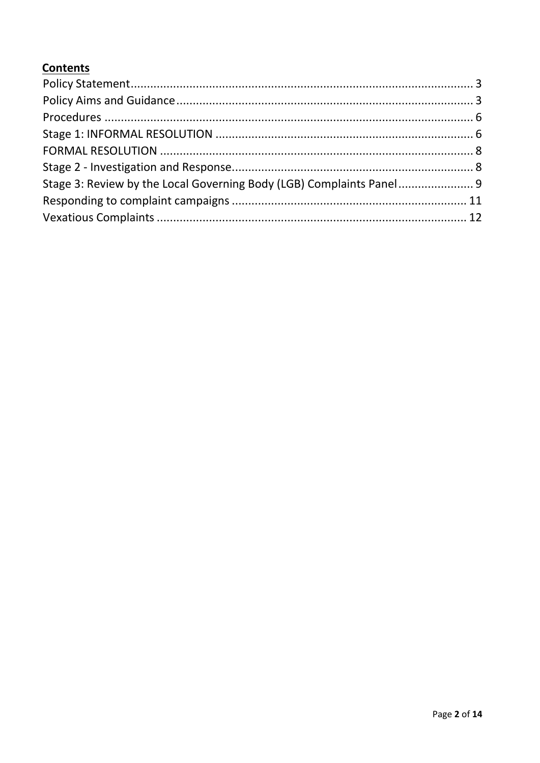**Contents**

Policy Statement ........................................................................................................ 3
Policy Aims and Guidance .......................................................................................... 3
Procedures ................................................................................................................ 6
Stage 1: INFORMAL RESOLUTION ............................................................................. 6
FORMAL RESOLUTION .............................................................................................. 8
Stage 2 - Investigation and Response ........................................................................ 8
Stage 3: Review by the Local Governing Body (LGB) Complaints Panel ...................... 9
Responding to complaint campaigns ....................................................................... 11
Vexatious Complaints .............................................................................................. 12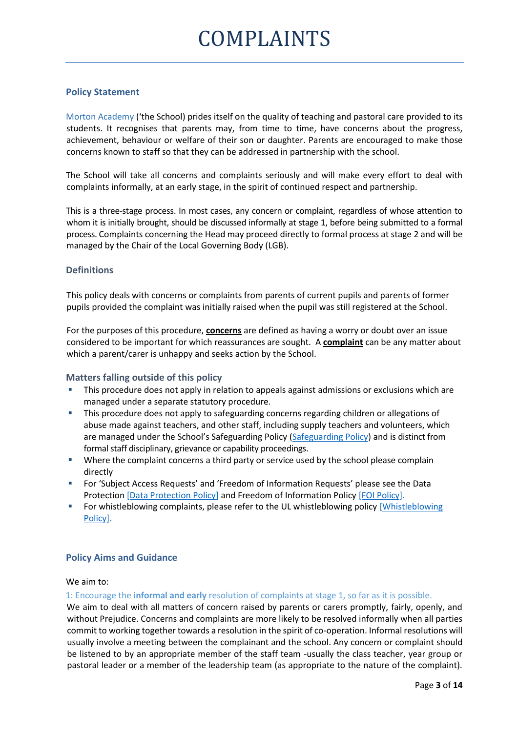# COMPLAINTS

## Policy Statement

Morton Academy ('the School) prides itself on the quality of teaching and pastoral care provided to its students. It recognises that parents may, from time to time, have concerns about the progress, achievement, behaviour or welfare of their son or daughter. Parents are encouraged to make those concerns known to staff so that they can be addressed in partnership with the school.

The School will take all concerns and complaints seriously and will make every effort to deal with complaints informally, at an early stage, in the spirit of continued respect and partnership.

This is a three-stage process. In most cases, any concern or complaint, regardless of whose attention to whom it is initially brought, should be discussed informally at stage 1, before being submitted to a formal process. Complaints concerning the Head may proceed directly to formal process at stage 2 and will be managed by the Chair of the Local Governing Body (LGB).

## Definitions

This policy deals with concerns or complaints from parents of current pupils and parents of former pupils provided the complaint was initially raised when the pupil was still registered at the School.

For the purposes of this procedure, **concerns** are defined as having a worry or doubt over an issue considered to be important for which reassurances are sought. A **complaint** can be any matter about which a parent/carer is unhappy and seeks action by the School.

### Matters falling outside of this policy

- This procedure does not apply in relation to appeals against admissions or exclusions which are managed under a separate statutory procedure.
- This procedure does not apply to safeguarding concerns regarding children or allegations of abuse made against teachers, and other staff, including supply teachers and volunteers, which are managed under the School's Safeguarding Policy (Safeguarding Policy) and is distinct from formal staff disciplinary, grievance or capability proceedings.
- Where the complaint concerns a third party or service used by the school please complain directly
- For 'Subject Access Requests' and 'Freedom of Information Requests' please see the Data Protection [Data Protection Policy] and Freedom of Information Policy [FOI Policy].
- For whistleblowing complaints, please refer to the UL whistleblowing policy [Whistleblowing Policy].

## Policy Aims and Guidance

We aim to:

1: Encourage the **informal and early** resolution of complaints at stage 1, so far as it is possible.

We aim to deal with all matters of concern raised by parents or carers promptly, fairly, openly, and without Prejudice. Concerns and complaints are more likely to be resolved informally when all parties commit to working together towards a resolution in the spirit of co-operation. Informal resolutions will usually involve a meeting between the complainant and the school. Any concern or complaint should be listened to by an appropriate member of the staff team -usually the class teacher, year group or pastoral leader or a member of the leadership team (as appropriate to the nature of the complaint).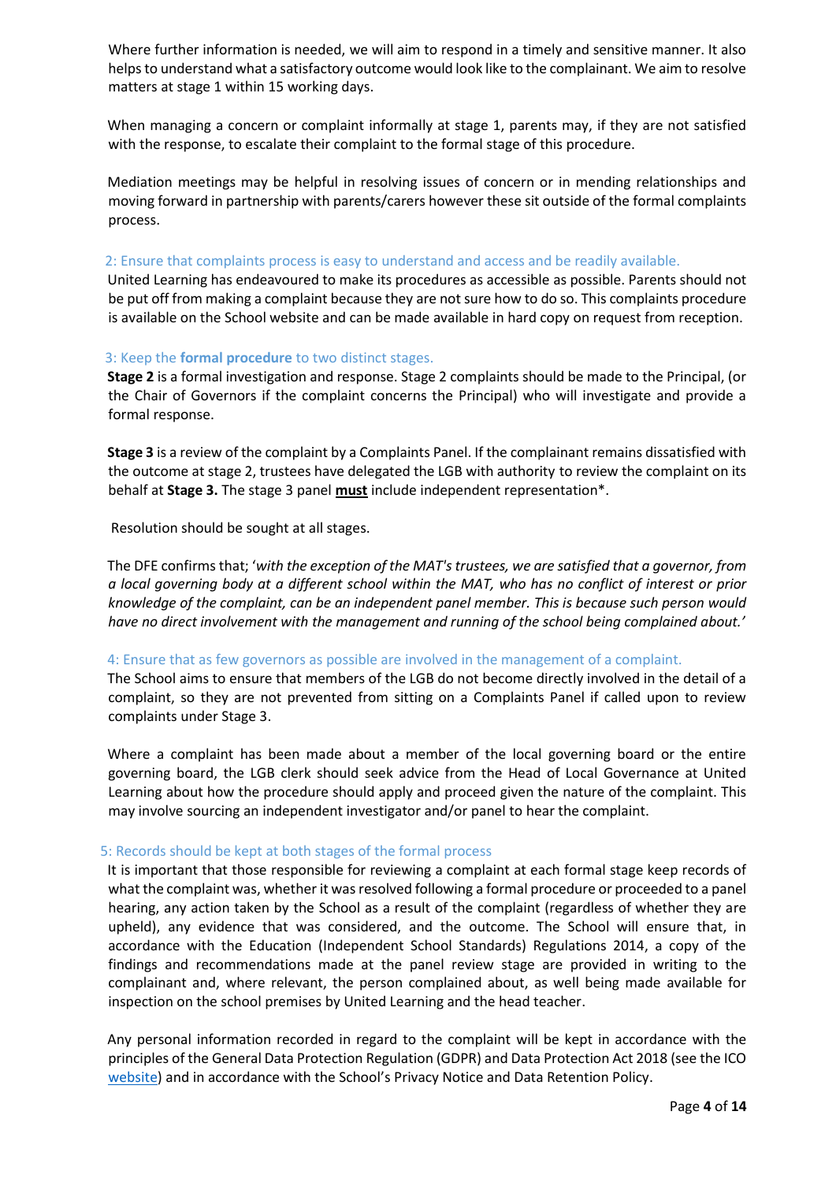Where further information is needed, we will aim to respond in a timely and sensitive manner. It also helps to understand what a satisfactory outcome would look like to the complainant. We aim to resolve matters at stage 1 within 15 working days.

When managing a concern or complaint informally at stage 1, parents may, if they are not satisfied with the response, to escalate their complaint to the formal stage of this procedure.

Mediation meetings may be helpful in resolving issues of concern or in mending relationships and moving forward in partnership with parents/carers however these sit outside of the formal complaints process.

### 2: Ensure that complaints process is easy to understand and access and be readily available.

United Learning has endeavoured to make its procedures as accessible as possible. Parents should not be put off from making a complaint because they are not sure how to do so. This complaints procedure is available on the School website and can be made available in hard copy on request from reception.

### 3: Keep the **formal procedure** to two distinct stages.

**Stage 2** is a formal investigation and response. Stage 2 complaints should be made to the Principal, (or the Chair of Governors if the complaint concerns the Principal) who will investigate and provide a formal response.

**Stage 3** is a review of the complaint by a Complaints Panel. If the complainant remains dissatisfied with the outcome at stage 2, trustees have delegated the LGB with authority to review the complaint on its behalf at **Stage 3.** The stage 3 panel **must** include independent representation*.

Resolution should be sought at all stages.

The DFE confirms that; '*with the exception of the MAT's trustees, we are satisfied that a governor, from a local governing body at a different school within the MAT, who has no conflict of interest or prior knowledge of the complaint, can be an independent panel member. This is because such person would have no direct involvement with the management and running of the school being complained about.*'

### 4: Ensure that as few governors as possible are involved in the management of a complaint.

The School aims to ensure that members of the LGB do not become directly involved in the detail of a complaint, so they are not prevented from sitting on a Complaints Panel if called upon to review complaints under Stage 3.

Where a complaint has been made about a member of the local governing board or the entire governing board, the LGB clerk should seek advice from the Head of Local Governance at United Learning about how the procedure should apply and proceed given the nature of the complaint. This may involve sourcing an independent investigator and/or panel to hear the complaint.

### 5: Records should be kept at both stages of the formal process

It is important that those responsible for reviewing a complaint at each formal stage keep records of what the complaint was, whether it was resolved following a formal procedure or proceeded to a panel hearing, any action taken by the School as a result of the complaint (regardless of whether they are upheld), any evidence that was considered, and the outcome. The School will ensure that, in accordance with the Education (Independent School Standards) Regulations 2014, a copy of the findings and recommendations made at the panel review stage are provided in writing to the complainant and, where relevant, the person complained about, as well being made available for inspection on the school premises by United Learning and the head teacher.

Any personal information recorded in regard to the complaint will be kept in accordance with the principles of the General Data Protection Regulation (GDPR) and Data Protection Act 2018 (see the ICO [website](website)) and in accordance with the School's Privacy Notice and Data Retention Policy.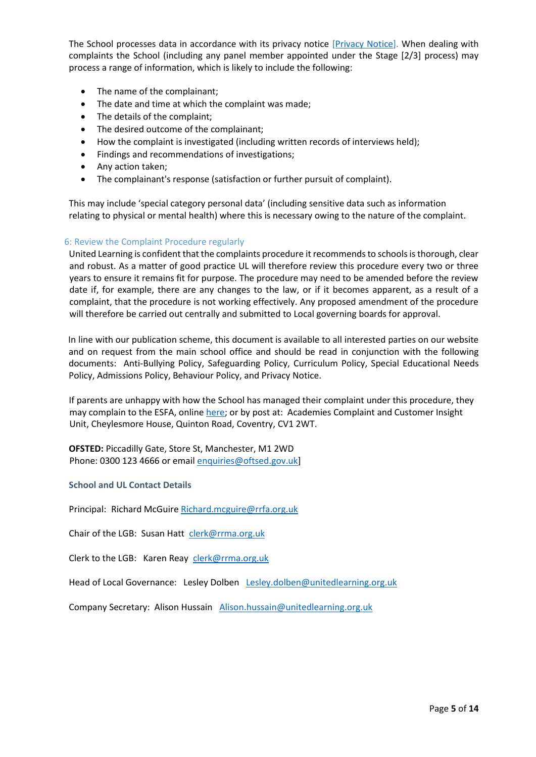The School processes data in accordance with its privacy notice [Privacy Notice]. When dealing with complaints the School (including any panel member appointed under the Stage [2/3] process) may process a range of information, which is likely to include the following:

- The name of the complainant;
- The date and time at which the complaint was made;
- The details of the complaint;
- The desired outcome of the complainant;
- How the complaint is investigated (including written records of interviews held);
- Findings and recommendations of investigations;
- Any action taken;
- The complainant's response (satisfaction or further pursuit of complaint).

This may include 'special category personal data' (including sensitive data such as information relating to physical or mental health) where this is necessary owing to the nature of the complaint.

### 6: Review the Complaint Procedure regularly

United Learning is confident that the complaints procedure it recommends to schools is thorough, clear and robust. As a matter of good practice UL will therefore review this procedure every two or three years to ensure it remains fit for purpose. The procedure may need to be amended before the review date if, for example, there are any changes to the law, or if it becomes apparent, as a result of a complaint, that the procedure is not working effectively. Any proposed amendment of the procedure will therefore be carried out centrally and submitted to Local governing boards for approval.

In line with our publication scheme, this document is available to all interested parties on our website and on request from the main school office and should be read in conjunction with the following documents: Anti-Bullying Policy, Safeguarding Policy, Curriculum Policy, Special Educational Needs Policy, Admissions Policy, Behaviour Policy, and Privacy Notice.

If parents are unhappy with how the School has managed their complaint under this procedure, they may complain to the ESFA, online here; or by post at: Academies Complaint and Customer Insight Unit, Cheylesmore House, Quinton Road, Coventry, CV1 2WT.

**OFSTED:** Piccadilly Gate, Store St, Manchester, M1 2WD
Phone: 0300 123 4666 or email enquiries@oftsed.gov.uk]

**School and UL Contact Details**

Principal: Richard McGuire Richard.mcguire@rrfa.org.uk

Chair of the LGB: Susan Hatt clerk@rrma.org.uk

Clerk to the LGB: Karen Reay clerk@rrma.org.uk

Head of Local Governance: Lesley Dolben Lesley.dolben@unitedlearning.org.uk

Company Secretary: Alison Hussain Alison.hussain@unitedlearning.org.uk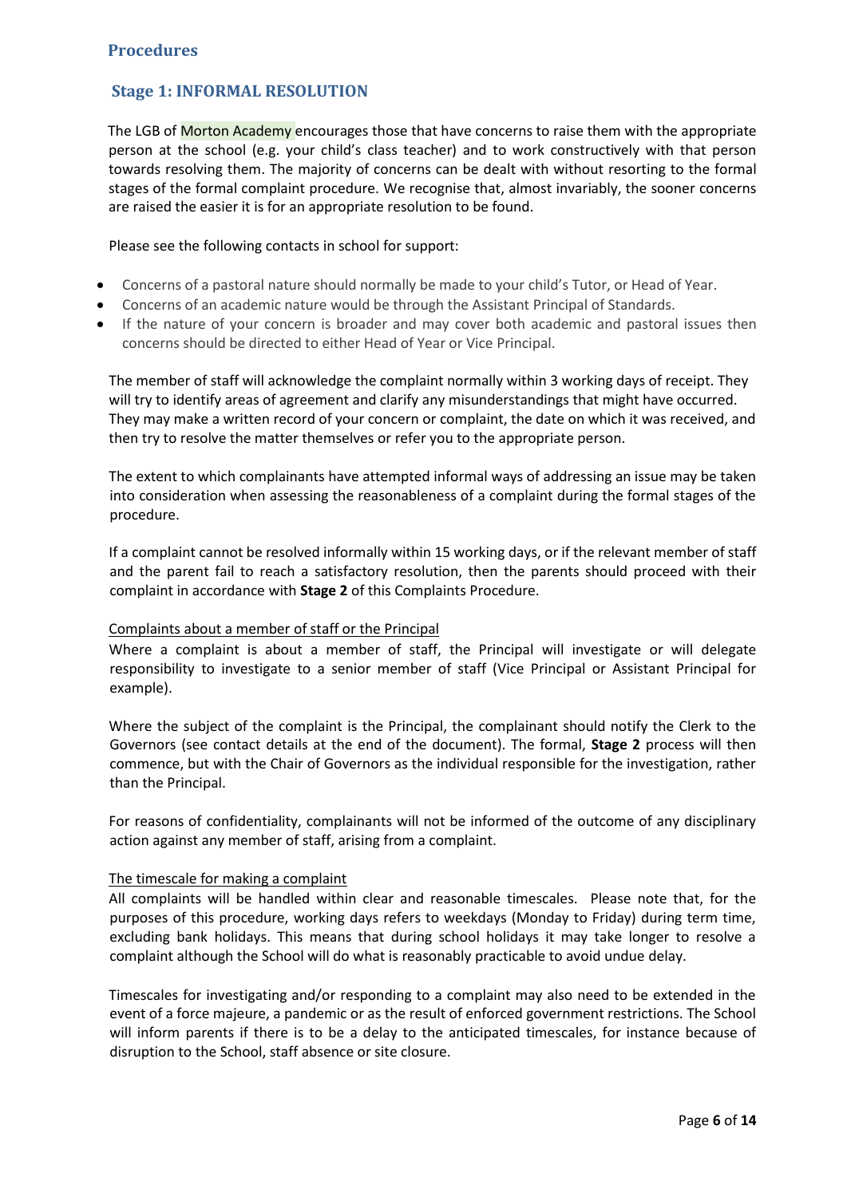## Procedures

### Stage 1: INFORMAL RESOLUTION

The LGB of Morton Academy encourages those that have concerns to raise them with the appropriate person at the school (e.g. your child's class teacher) and to work constructively with that person towards resolving them. The majority of concerns can be dealt with without resorting to the formal stages of the formal complaint procedure. We recognise that, almost invariably, the sooner concerns are raised the easier it is for an appropriate resolution to be found.

Please see the following contacts in school for support:

- Concerns of a pastoral nature should normally be made to your child's Tutor, or Head of Year.
- Concerns of an academic nature would be through the Assistant Principal of Standards.
- If the nature of your concern is broader and may cover both academic and pastoral issues then concerns should be directed to either Head of Year or Vice Principal.

The member of staff will acknowledge the complaint normally within 3 working days of receipt. They will try to identify areas of agreement and clarify any misunderstandings that might have occurred. They may make a written record of your concern or complaint, the date on which it was received, and then try to resolve the matter themselves or refer you to the appropriate person.

The extent to which complainants have attempted informal ways of addressing an issue may be taken into consideration when assessing the reasonableness of a complaint during the formal stages of the procedure.

If a complaint cannot be resolved informally within 15 working days, or if the relevant member of staff and the parent fail to reach a satisfactory resolution, then the parents should proceed with their complaint in accordance with **Stage 2** of this Complaints Procedure.

<u>Complaints about a member of staff or the Principal</u>

Where a complaint is about a member of staff, the Principal will investigate or will delegate responsibility to investigate to a senior member of staff (Vice Principal or Assistant Principal for example).

Where the subject of the complaint is the Principal, the complainant should notify the Clerk to the Governors (see contact details at the end of the document). The formal, **Stage 2** process will then commence, but with the Chair of Governors as the individual responsible for the investigation, rather than the Principal.

For reasons of confidentiality, complainants will not be informed of the outcome of any disciplinary action against any member of staff, arising from a complaint.

<u>The timescale for making a complaint</u>

All complaints will be handled within clear and reasonable timescales. Please note that, for the purposes of this procedure, working days refers to weekdays (Monday to Friday) during term time, excluding bank holidays. This means that during school holidays it may take longer to resolve a complaint although the School will do what is reasonably practicable to avoid undue delay.

Timescales for investigating and/or responding to a complaint may also need to be extended in the event of a force majeure, a pandemic or as the result of enforced government restrictions. The School will inform parents if there is to be a delay to the anticipated timescales, for instance because of disruption to the School, staff absence or site closure.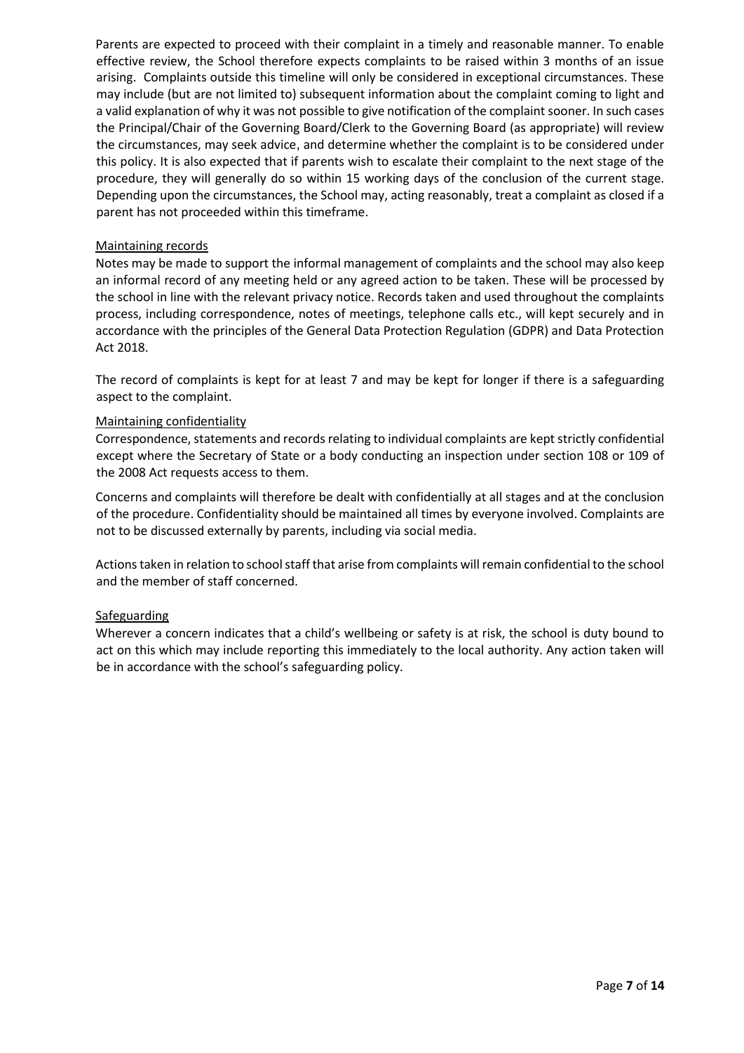Parents are expected to proceed with their complaint in a timely and reasonable manner. To enable effective review, the School therefore expects complaints to be raised within 3 months of an issue arising. Complaints outside this timeline will only be considered in exceptional circumstances. These may include (but are not limited to) subsequent information about the complaint coming to light and a valid explanation of why it was not possible to give notification of the complaint sooner. In such cases the Principal/Chair of the Governing Board/Clerk to the Governing Board (as appropriate) will review the circumstances, may seek advice, and determine whether the complaint is to be considered under this policy. It is also expected that if parents wish to escalate their complaint to the next stage of the procedure, they will generally do so within 15 working days of the conclusion of the current stage. Depending upon the circumstances, the School may, acting reasonably, treat a complaint as closed if a parent has not proceeded within this timeframe.

<u>Maintaining records</u>

Notes may be made to support the informal management of complaints and the school may also keep an informal record of any meeting held or any agreed action to be taken. These will be processed by the school in line with the relevant privacy notice. Records taken and used throughout the complaints process, including correspondence, notes of meetings, telephone calls etc., will kept securely and in accordance with the principles of the General Data Protection Regulation (GDPR) and Data Protection Act 2018.

The record of complaints is kept for at least 7 and may be kept for longer if there is a safeguarding aspect to the complaint.

<u>Maintaining confidentiality</u>

Correspondence, statements and records relating to individual complaints are kept strictly confidential except where the Secretary of State or a body conducting an inspection under section 108 or 109 of the 2008 Act requests access to them.

Concerns and complaints will therefore be dealt with confidentially at all stages and at the conclusion of the procedure. Confidentiality should be maintained all times by everyone involved. Complaints are not to be discussed externally by parents, including via social media.

Actions taken in relation to school staff that arise from complaints will remain confidential to the school and the member of staff concerned.

<u>Safeguarding</u>

Wherever a concern indicates that a child's wellbeing or safety is at risk, the school is duty bound to act on this which may include reporting this immediately to the local authority. Any action taken will be in accordance with the school's safeguarding policy.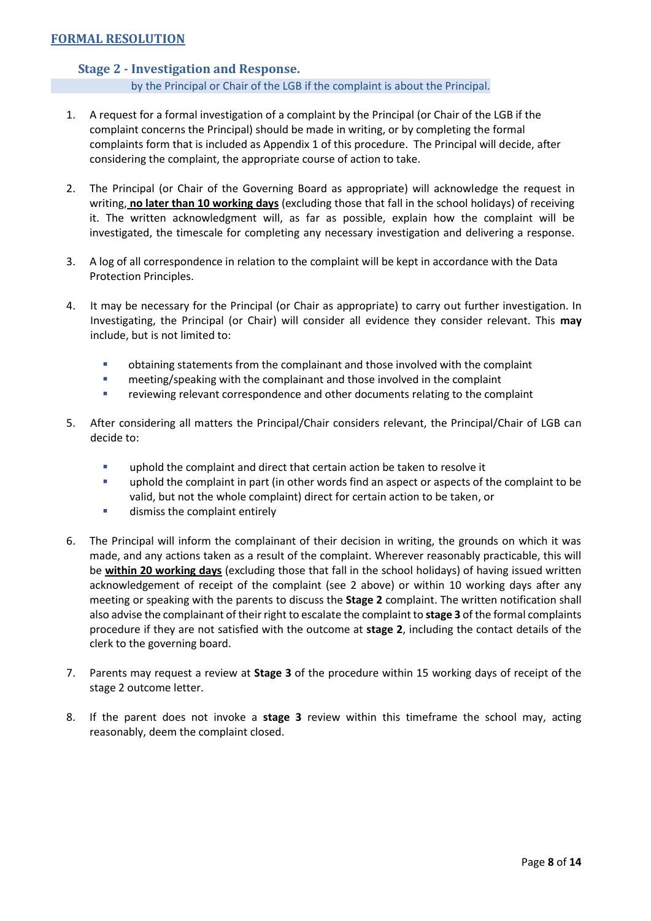## FORMAL RESOLUTION

### Stage 2 - Investigation and Response.

by the Principal or Chair of the LGB if the complaint is about the Principal.

1. A request for a formal investigation of a complaint by the Principal (or Chair of the LGB if the complaint concerns the Principal) should be made in writing, or by completing the formal complaints form that is included as Appendix 1 of this procedure. The Principal will decide, after considering the complaint, the appropriate course of action to take.

2. The Principal (or Chair of the Governing Board as appropriate) will acknowledge the request in writing, **no later than 10 working days** (excluding those that fall in the school holidays) of receiving it. The written acknowledgment will, as far as possible, explain how the complaint will be investigated, the timescale for completing any necessary investigation and delivering a response.

3. A log of all correspondence in relation to the complaint will be kept in accordance with the Data Protection Principles.

4. It may be necessary for the Principal (or Chair as appropriate) to carry out further investigation. In Investigating, the Principal (or Chair) will consider all evidence they consider relevant. This **may** include, but is not limited to:

   - obtaining statements from the complainant and those involved with the complaint
   - meeting/speaking with the complainant and those involved in the complaint
   - reviewing relevant correspondence and other documents relating to the complaint

5. After considering all matters the Principal/Chair considers relevant, the Principal/Chair of LGB can decide to:

   - uphold the complaint and direct that certain action be taken to resolve it
   - uphold the complaint in part (in other words find an aspect or aspects of the complaint to be valid, but not the whole complaint) direct for certain action to be taken, or
   - dismiss the complaint entirely

6. The Principal will inform the complainant of their decision in writing, the grounds on which it was made, and any actions taken as a result of the complaint. Wherever reasonably practicable, this will be **within 20 working days** (excluding those that fall in the school holidays) of having issued written acknowledgement of receipt of the complaint (see 2 above) or within 10 working days after any meeting or speaking with the parents to discuss the **Stage 2** complaint. The written notification shall also advise the complainant of their right to escalate the complaint to **stage 3** of the formal complaints procedure if they are not satisfied with the outcome at **stage 2**, including the contact details of the clerk to the governing board.

7. Parents may request a review at **Stage 3** of the procedure within 15 working days of receipt of the stage 2 outcome letter.

8. If the parent does not invoke a **stage 3** review within this timeframe the school may, acting reasonably, deem the complaint closed.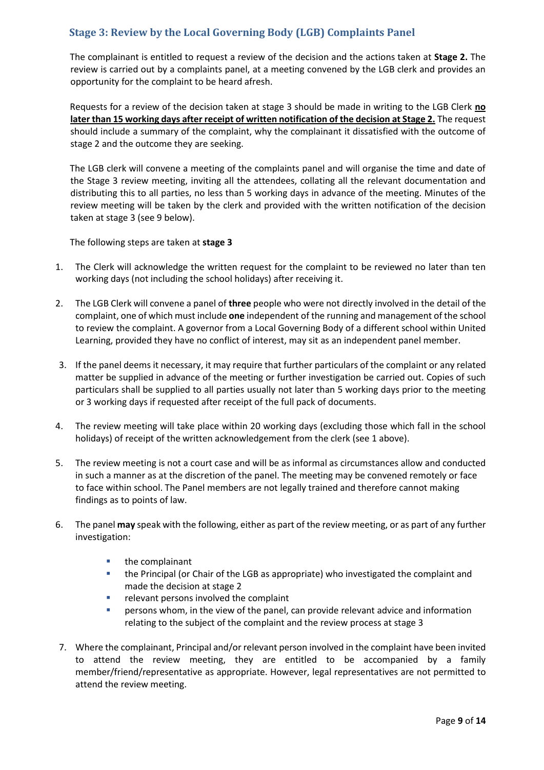## Stage 3: Review by the Local Governing Body (LGB) Complaints Panel

The complainant is entitled to request a review of the decision and the actions taken at **Stage 2.** The review is carried out by a complaints panel, at a meeting convened by the LGB clerk and provides an opportunity for the complaint to be heard afresh.

Requests for a review of the decision taken at stage 3 should be made in writing to the LGB Clerk **no later than 15 working days after receipt of written notification of the decision at Stage 2.** The request should include a summary of the complaint, why the complainant it dissatisfied with the outcome of stage 2 and the outcome they are seeking.

The LGB clerk will convene a meeting of the complaints panel and will organise the time and date of the Stage 3 review meeting, inviting all the attendees, collating all the relevant documentation and distributing this to all parties, no less than 5 working days in advance of the meeting. Minutes of the review meeting will be taken by the clerk and provided with the written notification of the decision taken at stage 3 (see 9 below).

The following steps are taken at **stage 3**

1. The Clerk will acknowledge the written request for the complaint to be reviewed no later than ten working days (not including the school holidays) after receiving it.
2. The LGB Clerk will convene a panel of **three** people who were not directly involved in the detail of the complaint, one of which must include **one** independent of the running and management of the school to review the complaint. A governor from a Local Governing Body of a different school within United Learning, provided they have no conflict of interest, may sit as an independent panel member.
3. If the panel deems it necessary, it may require that further particulars of the complaint or any related matter be supplied in advance of the meeting or further investigation be carried out. Copies of such particulars shall be supplied to all parties usually not later than 5 working days prior to the meeting or 3 working days if requested after receipt of the full pack of documents.
4. The review meeting will take place within 20 working days (excluding those which fall in the school holidays) of receipt of the written acknowledgement from the clerk (see 1 above).
5. The review meeting is not a court case and will be as informal as circumstances allow and conducted in such a manner as at the discretion of the panel. The meeting may be convened remotely or face to face within school. The Panel members are not legally trained and therefore cannot making findings as to points of law.
6. The panel **may** speak with the following, either as part of the review meeting, or as part of any further investigation:
   - the complainant
   - the Principal (or Chair of the LGB as appropriate) who investigated the complaint and made the decision at stage 2
   - relevant persons involved the complaint
   - persons whom, in the view of the panel, can provide relevant advice and information relating to the subject of the complaint and the review process at stage 3
7. Where the complainant, Principal and/or relevant person involved in the complaint have been invited to attend the review meeting, they are entitled to be accompanied by a family member/friend/representative as appropriate. However, legal representatives are not permitted to attend the review meeting.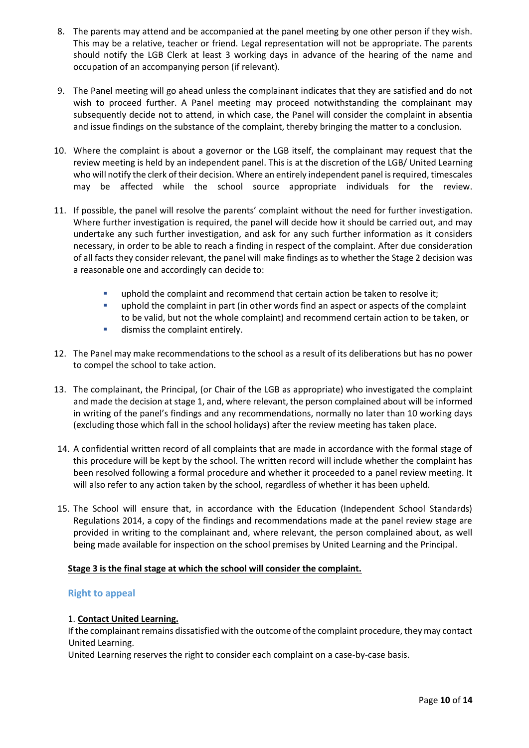8. The parents may attend and be accompanied at the panel meeting by one other person if they wish. This may be a relative, teacher or friend. Legal representation will not be appropriate. The parents should notify the LGB Clerk at least 3 working days in advance of the hearing of the name and occupation of an accompanying person (if relevant).

9. The Panel meeting will go ahead unless the complainant indicates that they are satisfied and do not wish to proceed further. A Panel meeting may proceed notwithstanding the complainant may subsequently decide not to attend, in which case, the Panel will consider the complaint in absentia and issue findings on the substance of the complaint, thereby bringing the matter to a conclusion.

10. Where the complaint is about a governor or the LGB itself, the complainant may request that the review meeting is held by an independent panel. This is at the discretion of the LGB/ United Learning who will notify the clerk of their decision. Where an entirely independent panel is required, timescales may be affected while the school source appropriate individuals for the review.

11. If possible, the panel will resolve the parents' complaint without the need for further investigation. Where further investigation is required, the panel will decide how it should be carried out, and may undertake any such further investigation, and ask for any such further information as it considers necessary, in order to be able to reach a finding in respect of the complaint. After due consideration of all facts they consider relevant, the panel will make findings as to whether the Stage 2 decision was a reasonable one and accordingly can decide to:

    - uphold the complaint and recommend that certain action be taken to resolve it;
    - uphold the complaint in part (in other words find an aspect or aspects of the complaint to be valid, but not the whole complaint) and recommend certain action to be taken, or
    - dismiss the complaint entirely.

12. The Panel may make recommendations to the school as a result of its deliberations but has no power to compel the school to take action.

13. The complainant, the Principal, (or Chair of the LGB as appropriate) who investigated the complaint and made the decision at stage 1, and, where relevant, the person complained about will be informed in writing of the panel's findings and any recommendations, normally no later than 10 working days (excluding those which fall in the school holidays) after the review meeting has taken place.

14. A confidential written record of all complaints that are made in accordance with the formal stage of this procedure will be kept by the school. The written record will include whether the complaint has been resolved following a formal procedure and whether it proceeded to a panel review meeting. It will also refer to any action taken by the school, regardless of whether it has been upheld.

15. The School will ensure that, in accordance with the Education (Independent School Standards) Regulations 2014, a copy of the findings and recommendations made at the panel review stage are provided in writing to the complainant and, where relevant, the person complained about, as well being made available for inspection on the school premises by United Learning and the Principal.

**Stage 3 is the final stage at which the school will consider the complaint.**

## Right to appeal

1. **Contact United Learning.**

If the complainant remains dissatisfied with the outcome of the complaint procedure, they may contact United Learning.
United Learning reserves the right to consider each complaint on a case-by-case basis.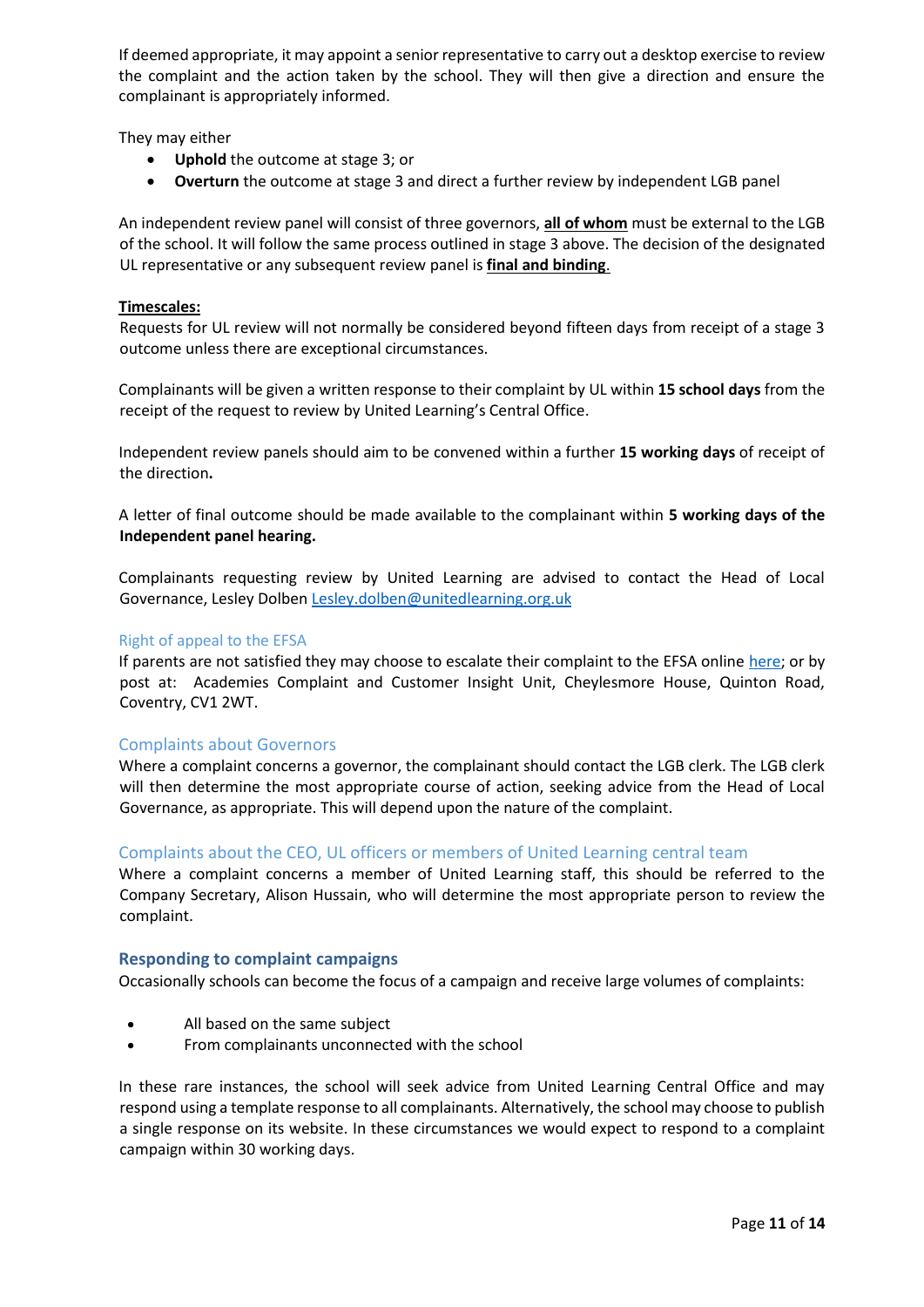If deemed appropriate, it may appoint a senior representative to carry out a desktop exercise to review the complaint and the action taken by the school. They will then give a direction and ensure the complainant is appropriately informed.

They may either

- **Uphold** the outcome at stage 3; or
- **Overturn** the outcome at stage 3 and direct a further review by independent LGB panel

An independent review panel will consist of three governors, **<u>all of whom</u>** must be external to the LGB of the school. It will follow the same process outlined in stage 3 above. The decision of the designated UL representative or any subsequent review panel is **<u>final and binding</u>**.

**<u>Timescales:</u>**

Requests for UL review will not normally be considered beyond fifteen days from receipt of a stage 3 outcome unless there are exceptional circumstances.

Complainants will be given a written response to their complaint by UL within **15 school days** from the receipt of the request to review by United Learning's Central Office.

Independent review panels should aim to be convened within a further **15 working days** of receipt of the direction**.**

A letter of final outcome should be made available to the complainant within **5 working days of the Independent panel hearing.**

Complainants requesting review by United Learning are advised to contact the Head of Local Governance, Lesley Dolben [Lesley.dolben@unitedlearning.org.uk](mailto:Lesley.dolben@unitedlearning.org.uk)

### Right of appeal to the EFSA

If parents are not satisfied they may choose to escalate their complaint to the EFSA online [here](); or by post at: Academies Complaint and Customer Insight Unit, Cheylesmore House, Quinton Road, Coventry, CV1 2WT.

### Complaints about Governors

Where a complaint concerns a governor, the complainant should contact the LGB clerk. The LGB clerk will then determine the most appropriate course of action, seeking advice from the Head of Local Governance, as appropriate. This will depend upon the nature of the complaint.

### Complaints about the CEO, UL officers or members of United Learning central team

Where a complaint concerns a member of United Learning staff, this should be referred to the Company Secretary, Alison Hussain, who will determine the most appropriate person to review the complaint.

## Responding to complaint campaigns

Occasionally schools can become the focus of a campaign and receive large volumes of complaints:

- All based on the same subject
- From complainants unconnected with the school

In these rare instances, the school will seek advice from United Learning Central Office and may respond using a template response to all complainants. Alternatively, the school may choose to publish a single response on its website. In these circumstances we would expect to respond to a complaint campaign within 30 working days.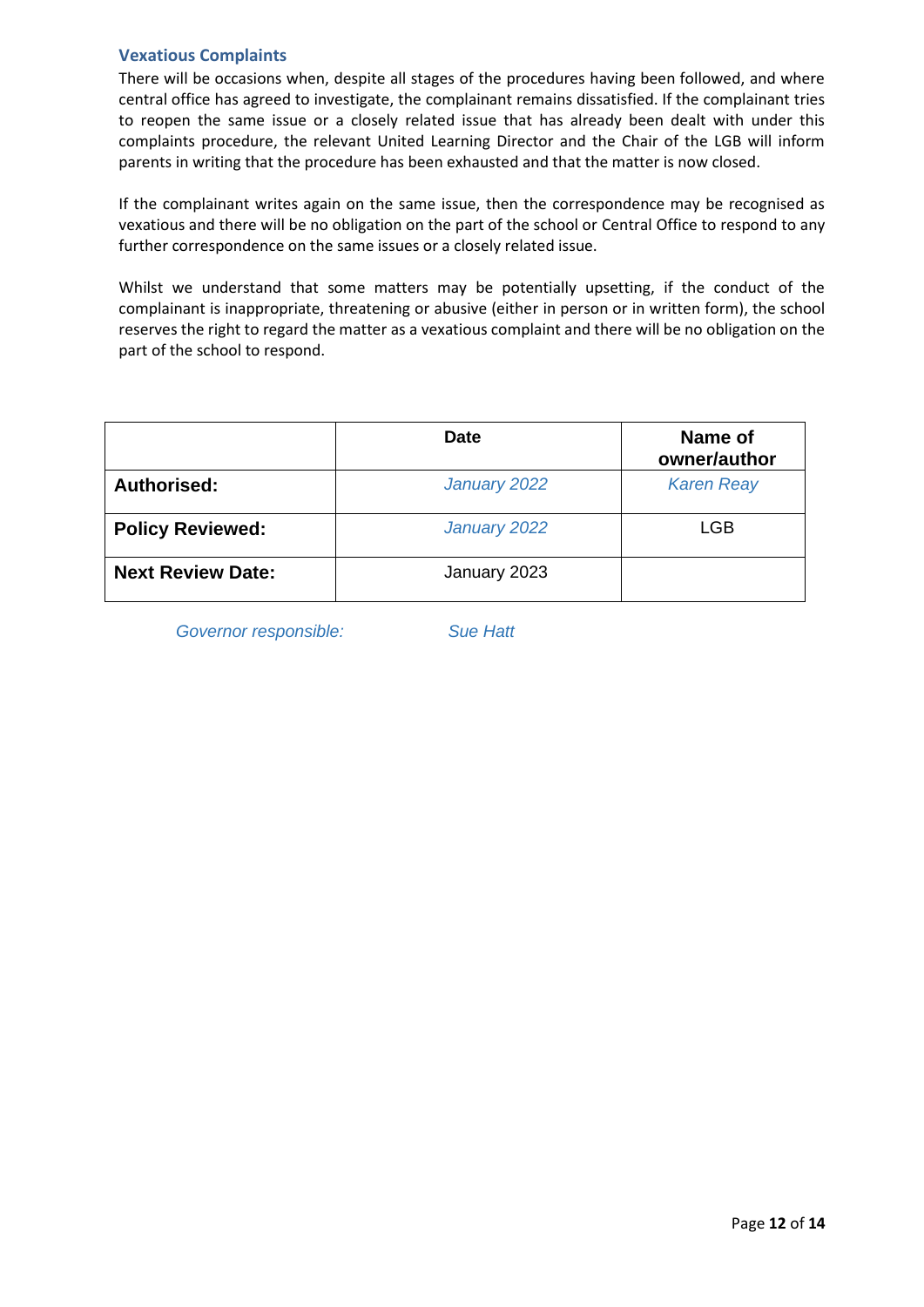### Vexatious Complaints

There will be occasions when, despite all stages of the procedures having been followed, and where central office has agreed to investigate, the complainant remains dissatisfied. If the complainant tries to reopen the same issue or a closely related issue that has already been dealt with under this complaints procedure, the relevant United Learning Director and the Chair of the LGB will inform parents in writing that the procedure has been exhausted and that the matter is now closed.

If the complainant writes again on the same issue, then the correspondence may be recognised as vexatious and there will be no obligation on the part of the school or Central Office to respond to any further correspondence on the same issues or a closely related issue.

Whilst we understand that some matters may be potentially upsetting, if the conduct of the complainant is inappropriate, threatening or abusive (either in person or in written form), the school reserves the right to regard the matter as a vexatious complaint and there will be no obligation on the part of the school to respond.

| | **Date** | **Name of owner/author** |
|---|---|---|
| **Authorised:** | *January 2022* | *Karen Reay* |
| **Policy Reviewed:** | *January 2022* | LGB |
| **Next Review Date:** | January 2023 | |

*Governor responsible:* *Sue Hatt*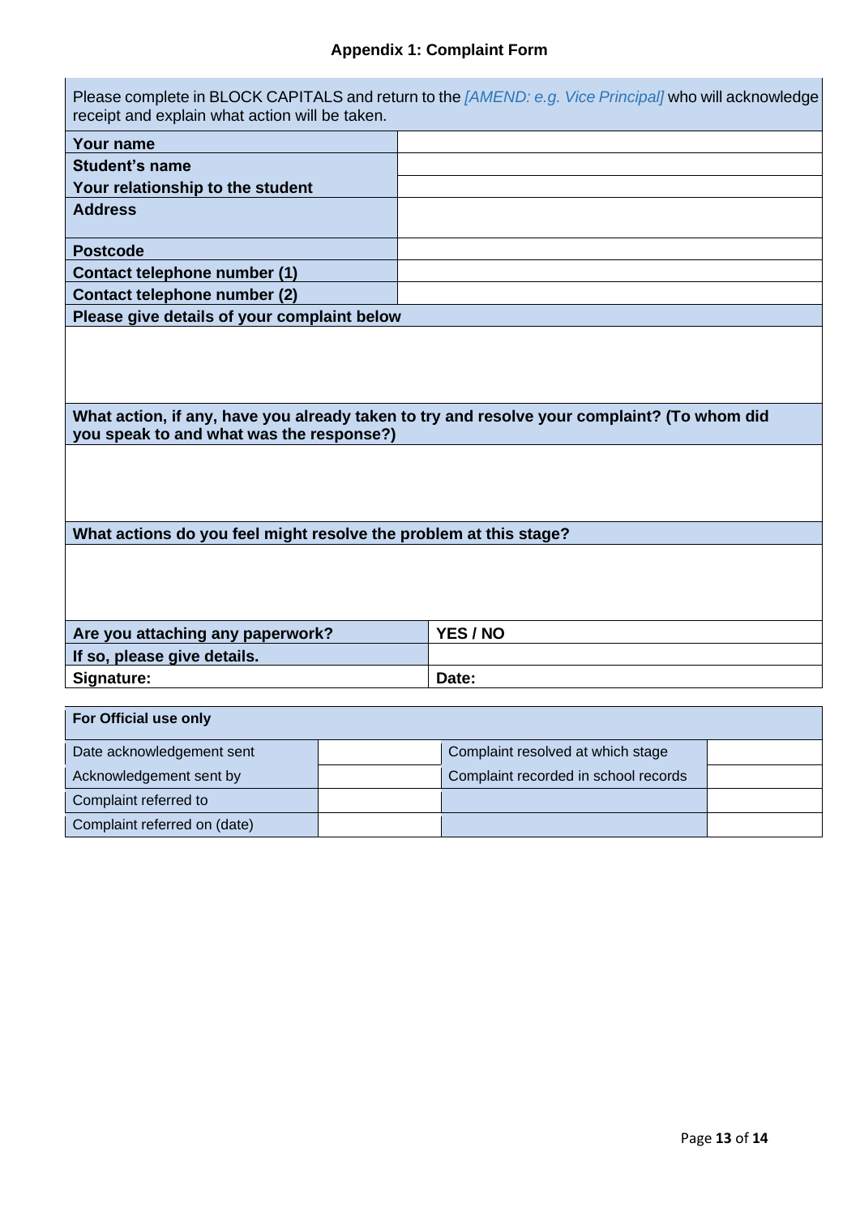## Appendix 1: Complaint Form

| Please complete in BLOCK CAPITALS and return to the *[AMEND: e.g. Vice Principal]* who will acknowledge receipt and explain what action will be taken. | |
|---|---|
| **Your name** | |
| **Student's name** | |
| **Your relationship to the student** | |
| **Address** | |
| **Postcode** | |
| **Contact telephone number (1)** | |
| **Contact telephone number (2)** | |
| **Please give details of your complaint below** | |
| | |
| **What action, if any, have you already taken to try and resolve your complaint? (To whom did you speak to and what was the response?)** | |
| | |
| **What actions do you feel might resolve the problem at this stage?** | |
| | |
| **Are you attaching any paperwork?** | **YES / NO** |
| **If so, please give details.** | |
| **Signature:** | **Date:** |

| **For Official use only** | | | |
|---|---|---|---|
| Date acknowledgement sent | | Complaint resolved at which stage | |
| Acknowledgement sent by | | Complaint recorded in school records | |
| Complaint referred to | | | |
| Complaint referred on (date) | | | |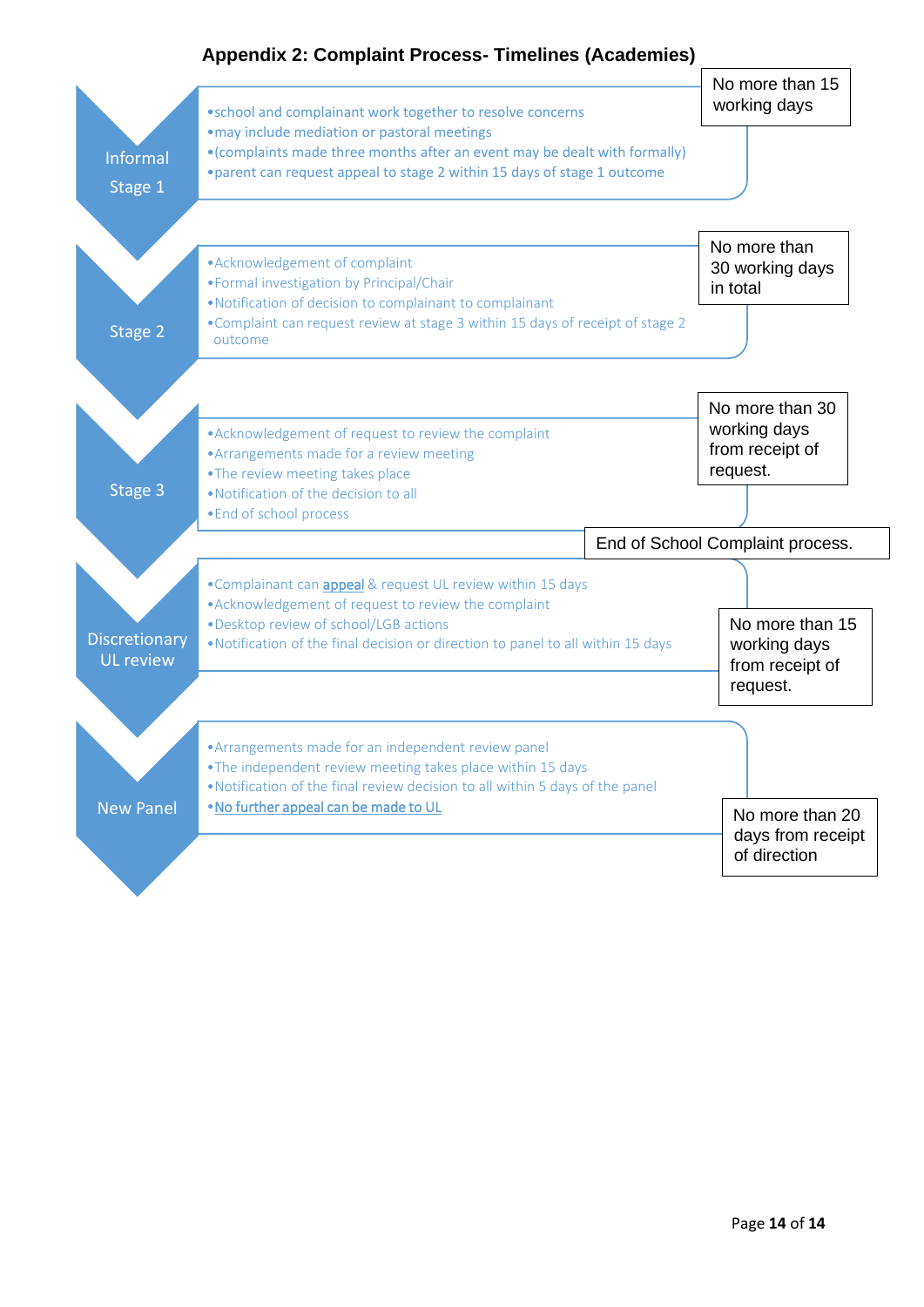## Appendix 2: Complaint Process- Timelines (Academies)

### Informal Stage 1

- school and complainant work together to resolve concerns
- may include mediation or pastoral meetings
- (complaints made three months after an event may be dealt with formally)
- parent can request appeal to stage 2 within 15 days of stage 1 outcome

No more than 15 working days

### Stage 2

- Acknowledgement of complaint
- Formal investigation by Principal/Chair
- Notification of decision to complainant to complainant
- Complaint can request review at stage 3 within 15 days of receipt of stage 2 outcome

No more than 30 working days in total

### Stage 3

- Acknowledgement of request to review the complaint
- Arrangements made for a review meeting
- The review meeting takes place
- Notification of the decision to all
- End of school process

No more than 30 working days from receipt of request.

End of School Complaint process.

### Discretionary UL review

- Complainant can appeal & request UL review within 15 days
- Acknowledgement of request to review the complaint
- Desktop review of school/LGB actions
- Notification of the final decision or direction to panel to all within 15 days

No more than 15 working days from receipt of request.

### New Panel

- Arrangements made for an independent review panel
- The independent review meeting takes place within 15 days
- Notification of the final review decision to all within 5 days of the panel
- No further appeal can be made to UL

No more than 20 days from receipt of direction